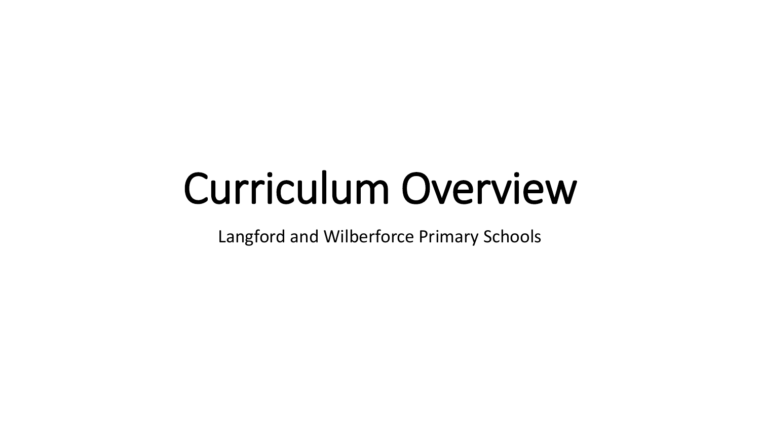# Curriculum Overview

Langford and Wilberforce Primary Schools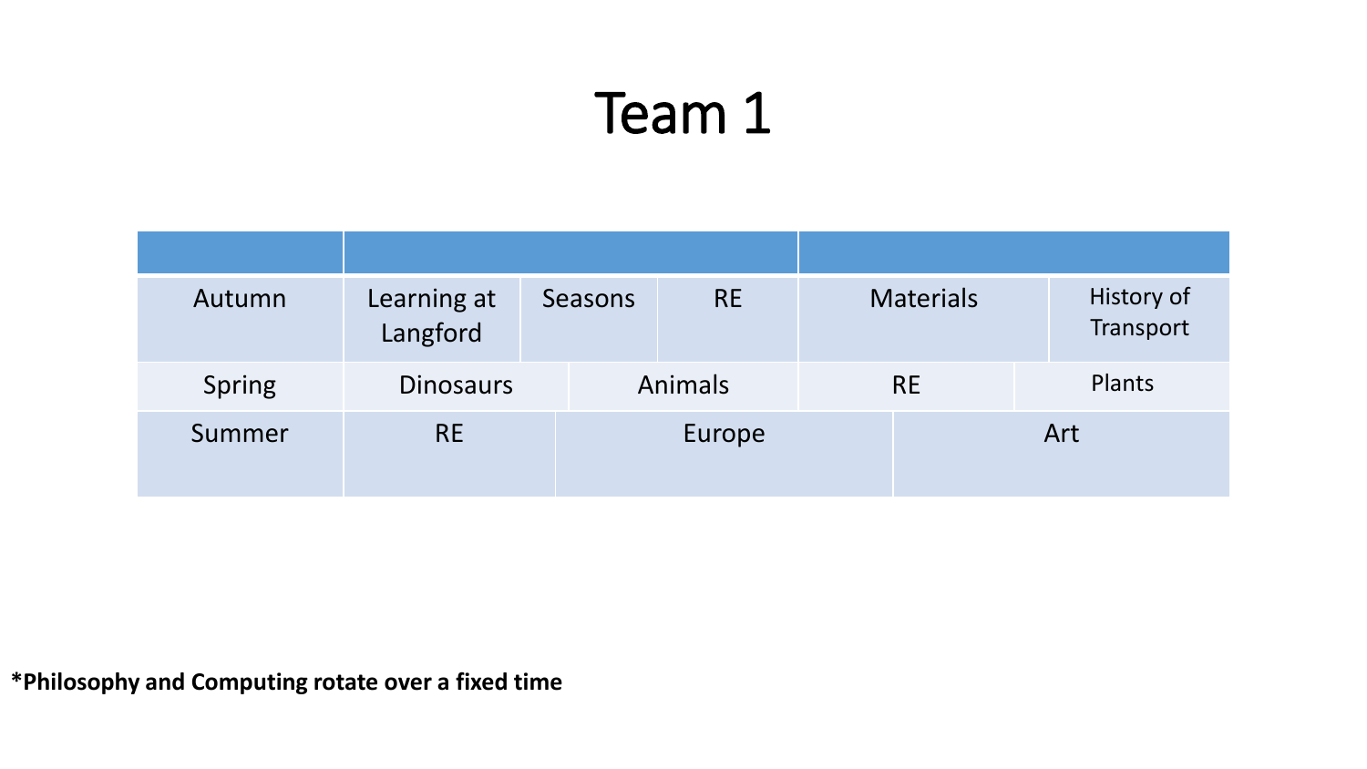# Team 1

| | | | | | |
|---|---|---|---|---|---|
| Autumn | Learning at Langford | Seasons | RE | Materials | History of Transport |
| Spring | Dinosaurs | Animals | RE | Plants | |
| Summer | RE | Europe | Art | | |

**\*Philosophy and Computing rotate over a fixed time**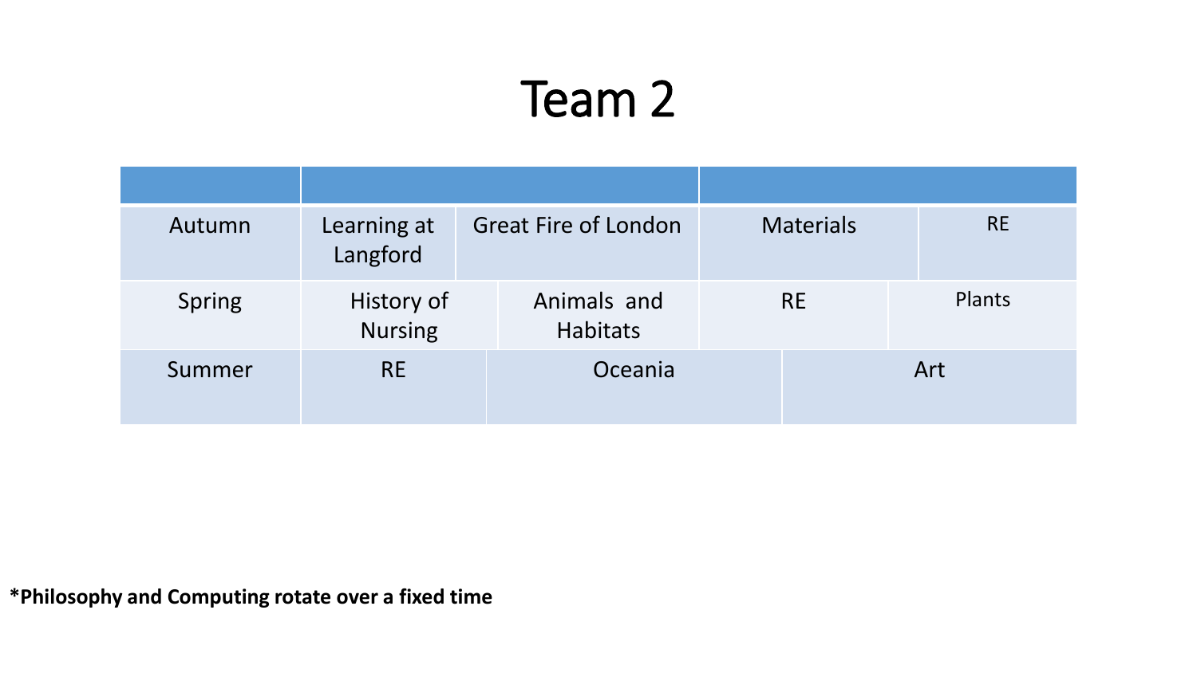# Team 2

| | | | | |
|---|---|---|---|---|
| Autumn | Learning at Langford | Great Fire of London | Materials | RE |
| Spring | History of Nursing | Animals and Habitats | RE | Plants |
| Summer | RE | Oceania | Art | |

**\*Philosophy and Computing rotate over a fixed time**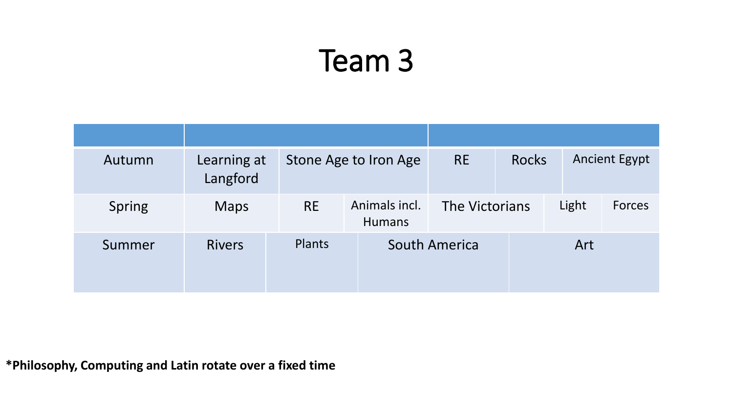# Team 3

| | | | | | | |
|---|---|---|---|---|---|---|
| Autumn | Learning at Langford | Stone Age to Iron Age | RE | Rocks | Ancient Egypt | |
| Spring | Maps | RE | Animals incl. Humans | The Victorians | Light | Forces |
| Summer | Rivers | Plants | South America | Art | | |

***Philosophy, Computing and Latin rotate over a fixed time**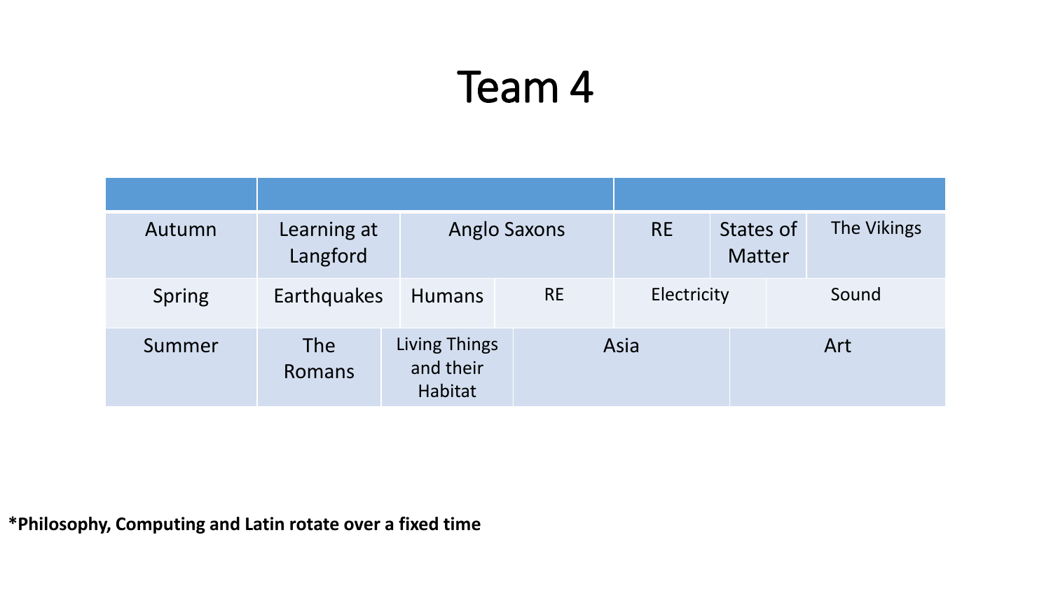# Team 4

| | | | | | |
|---|---|---|---|---|---|
| Autumn | Learning at Langford | Anglo Saxons | RE | States of Matter | The Vikings |
| Spring | Earthquakes | Humans | RE | Electricity | Sound |
| Summer | The Romans | Living Things and their Habitat | Asia | Art | |

***Philosophy, Computing and Latin rotate over a fixed time**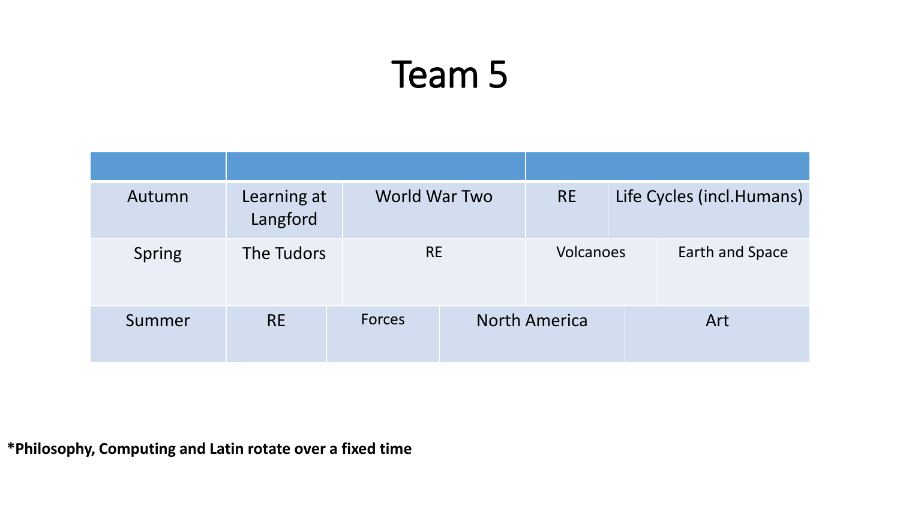# Team 5

| | | | | |
|---|---|---|---|---|
| Autumn | Learning at Langford | World War Two | RE | Life Cycles (incl.Humans) |
| Spring | The Tudors | RE | Volcanoes | Earth and Space |
| Summer | RE | Forces | North America | Art |

**\*Philosophy, Computing and Latin rotate over a fixed time**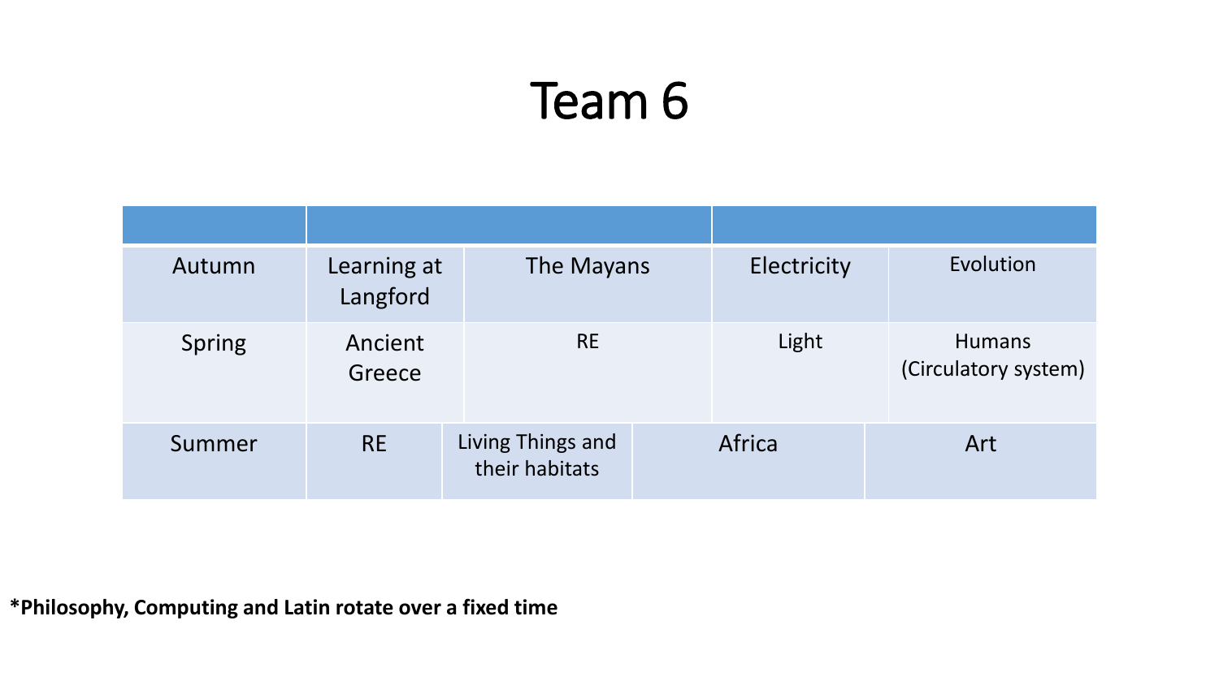# Team 6

| | | | | |
|---|---|---|---|---|
| Autumn | Learning at Langford | The Mayans | Electricity | Evolution |
| Spring | Ancient Greece | RE | Light | Humans (Circulatory system) |
| Summer | RE | Living Things and their habitats | Africa | Art |

**\*Philosophy, Computing and Latin rotate over a fixed time**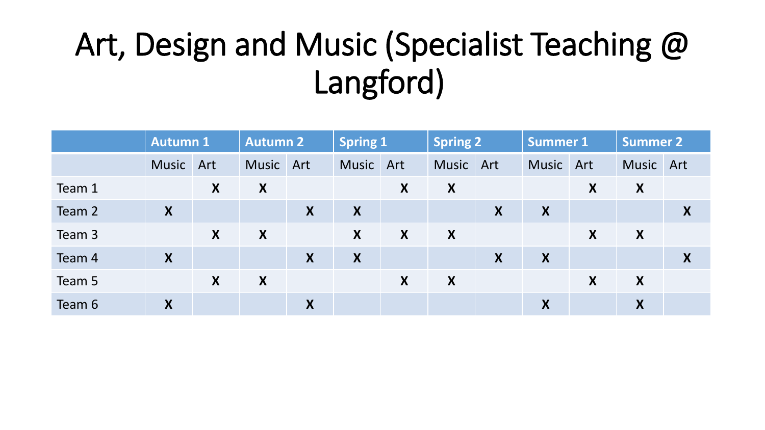# Art, Design and Music (Specialist Teaching @ Langford)

| | Autumn 1 | | Autumn 2 | | Spring 1 | | Spring 2 | | Summer 1 | | Summer 2 | |
|---|---|---|---|---|---|---|---|---|---|---|---|---|
| | Music | Art | Music | Art | Music | Art | Music | Art | Music | Art | Music | Art |
| Team 1 | | X | X | | | X | X | | | X | X | |
| Team 2 | X | | | X | X | | | X | X | | | X |
| Team 3 | | X | X | | X | X | X | | | X | X | |
| Team 4 | X | | | X | X | | | X | X | | | X |
| Team 5 | | X | X | | | X | X | | | X | X | |
| Team 6 | X | | | X | | | | | X | | X | |